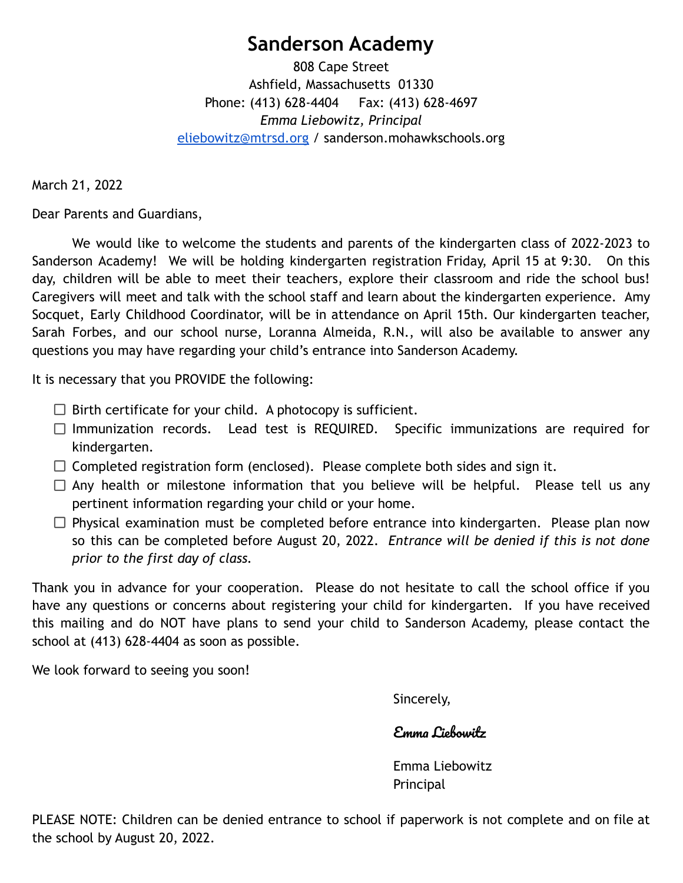# Sanderson Academy

808 Cape Street
Ashfield, Massachusetts 01330
Phone: (413) 628-4404 Fax: (413) 628-4697
*Emma Liebowitz, Principal*
eliebowitz@mtrsd.org / sanderson.mohawkschools.org

March 21, 2022

Dear Parents and Guardians,

We would like to welcome the students and parents of the kindergarten class of 2022-2023 to Sanderson Academy! We will be holding kindergarten registration Friday, April 15 at 9:30. On this day, children will be able to meet their teachers, explore their classroom and ride the school bus! Caregivers will meet and talk with the school staff and learn about the kindergarten experience. Amy Socquet, Early Childhood Coordinator, will be in attendance on April 15th. Our kindergarten teacher, Sarah Forbes, and our school nurse, Loranna Almeida, R.N., will also be available to answer any questions you may have regarding your child's entrance into Sanderson Academy.

It is necessary that you PROVIDE the following:

- ☐ Birth certificate for your child. A photocopy is sufficient.
- ☐ Immunization records. Lead test is REQUIRED. Specific immunizations are required for kindergarten.
- ☐ Completed registration form (enclosed). Please complete both sides and sign it.
- ☐ Any health or milestone information that you believe will be helpful. Please tell us any pertinent information regarding your child or your home.
- ☐ Physical examination must be completed before entrance into kindergarten. Please plan now so this can be completed before August 20, 2022. *Entrance will be denied if this is not done prior to the first day of class.*

Thank you in advance for your cooperation. Please do not hesitate to call the school office if you have any questions or concerns about registering your child for kindergarten. If you have received this mailing and do NOT have plans to send your child to Sanderson Academy, please contact the school at (413) 628-4404 as soon as possible.

We look forward to seeing you soon!

Sincerely,

*Emma Liebowitz*

Emma Liebowitz
Principal

PLEASE NOTE: Children can be denied entrance to school if paperwork is not complete and on file at the school by August 20, 2022.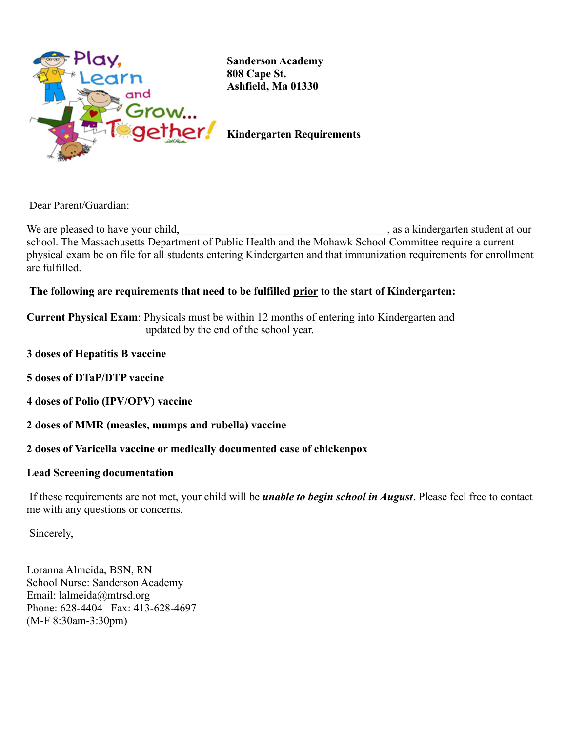**Sanderson Academy**
**808 Cape St.**
**Ashfield, Ma 01330**

**Kindergarten Requirements**

Dear Parent/Guardian:

We are pleased to have your child, _____________________________________, as a kindergarten student at our school. The Massachusetts Department of Public Health and the Mohawk School Committee require a current physical exam be on file for all students entering Kindergarten and that immunization requirements for enrollment are fulfilled.

**The following are requirements that need to be fulfilled prior to the start of Kindergarten:**

**Current Physical Exam**: Physicals must be within 12 months of entering into Kindergarten and updated by the end of the school year.

**3 doses of Hepatitis B vaccine**

**5 doses of DTaP/DTP vaccine**

**4 doses of Polio (IPV/OPV) vaccine**

**2 doses of MMR (measles, mumps and rubella) vaccine**

**2 doses of Varicella vaccine or medically documented case of chickenpox**

**Lead Screening documentation**

If these requirements are not met, your child will be ***unable to begin school in August***. Please feel free to contact me with any questions or concerns.

Sincerely,

Loranna Almeida, BSN, RN
School Nurse: Sanderson Academy
Email: lalmeida@mtrsd.org
Phone: 628-4404 Fax: 413-628-4697
(M-F 8:30am-3:30pm)